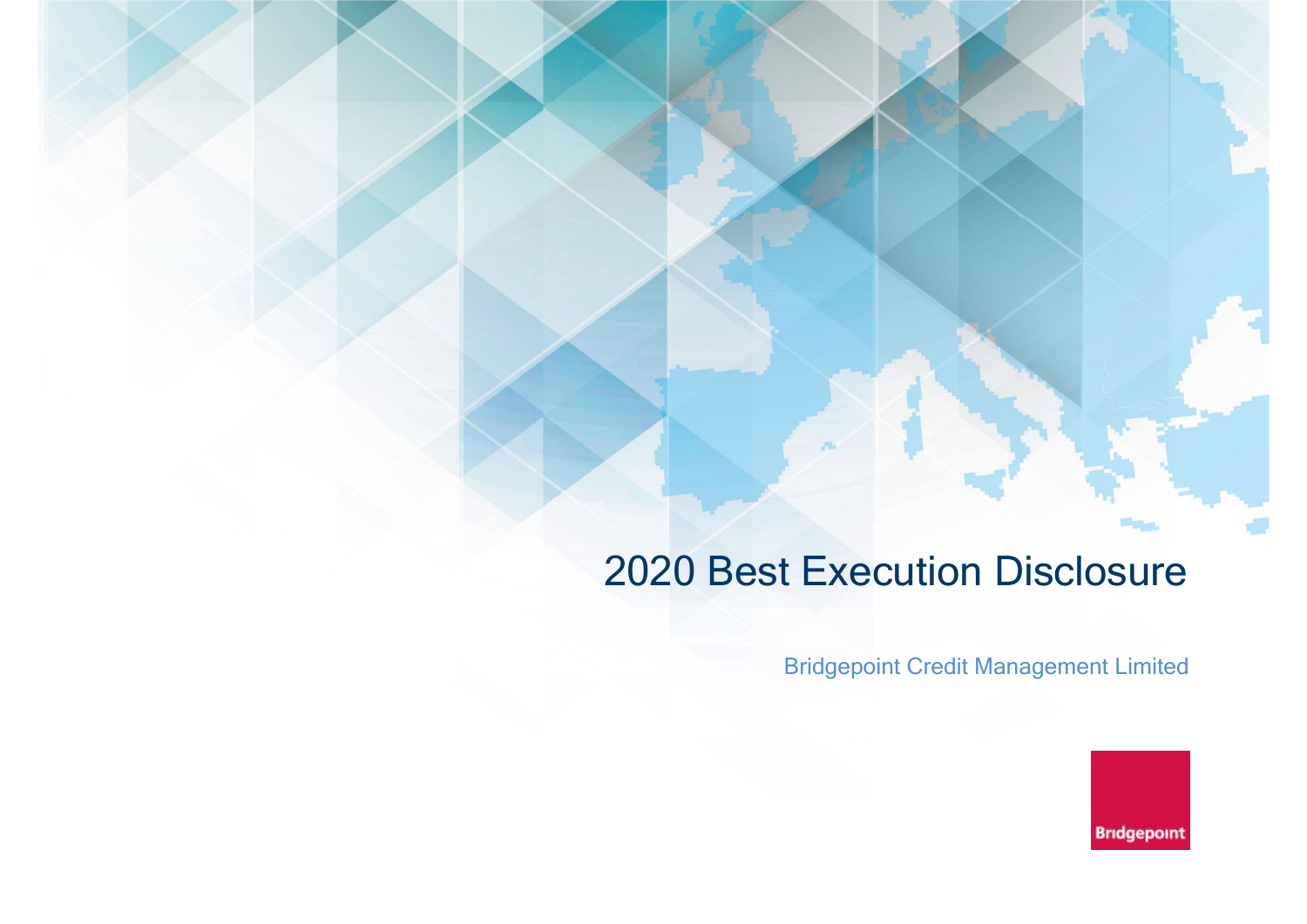# 2020 Best Execution Disclosure

Bridgepoint Credit Management Limited

Bridgepoint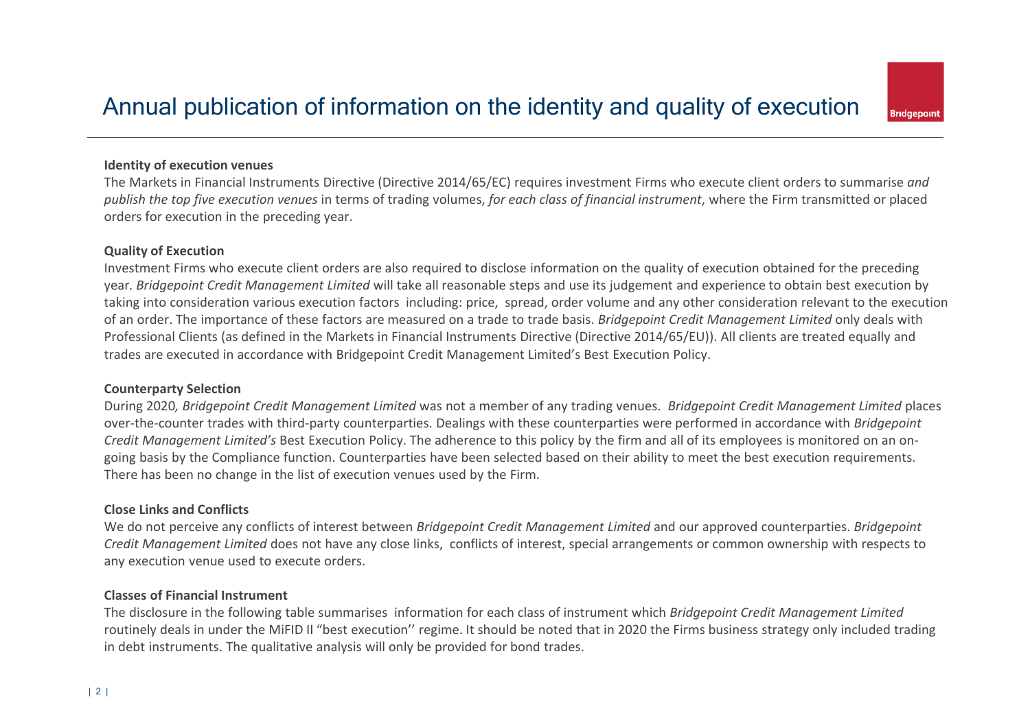# Annual publication of information on the identity and quality of execution

**Identity of execution venues**

The Markets in Financial Instruments Directive (Directive 2014/65/EC) requires investment Firms who execute client orders to summarise *and publish the top five execution venues* in terms of trading volumes, *for each class of financial instrument*, where the Firm transmitted or placed orders for execution in the preceding year.

**Quality of Execution**

Investment Firms who execute client orders are also required to disclose information on the quality of execution obtained for the preceding year*. Bridgepoint Credit Management Limited* will take all reasonable steps and use its judgement and experience to obtain best execution by taking into consideration various execution factors including: price, spread, order volume and any other consideration relevant to the execution of an order. The importance of these factors are measured on a trade to trade basis. *Bridgepoint Credit Management Limited* only deals with Professional Clients (as defined in the Markets in Financial Instruments Directive (Directive 2014/65/EU)). All clients are treated equally and trades are executed in accordance with Bridgepoint Credit Management Limited's Best Execution Policy.

**Counterparty Selection**

During 2020*, Bridgepoint Credit Management Limited* was not a member of any trading venues. *Bridgepoint Credit Management Limited* places over-the-counter trades with third-party counterparties. Dealings with these counterparties were performed in accordance with *Bridgepoint Credit Management Limited's* Best Execution Policy. The adherence to this policy by the firm and all of its employees is monitored on an on-going basis by the Compliance function. Counterparties have been selected based on their ability to meet the best execution requirements. There has been no change in the list of execution venues used by the Firm.

**Close Links and Conflicts**

We do not perceive any conflicts of interest between *Bridgepoint Credit Management Limited* and our approved counterparties. *Bridgepoint Credit Management Limited* does not have any close links, conflicts of interest, special arrangements or common ownership with respects to any execution venue used to execute orders.

**Classes of Financial Instrument**

The disclosure in the following table summarises information for each class of instrument which *Bridgepoint Credit Management Limited* routinely deals in under the MiFID II "best execution'' regime. It should be noted that in 2020 the Firms business strategy only included trading in debt instruments. The qualitative analysis will only be provided for bond trades.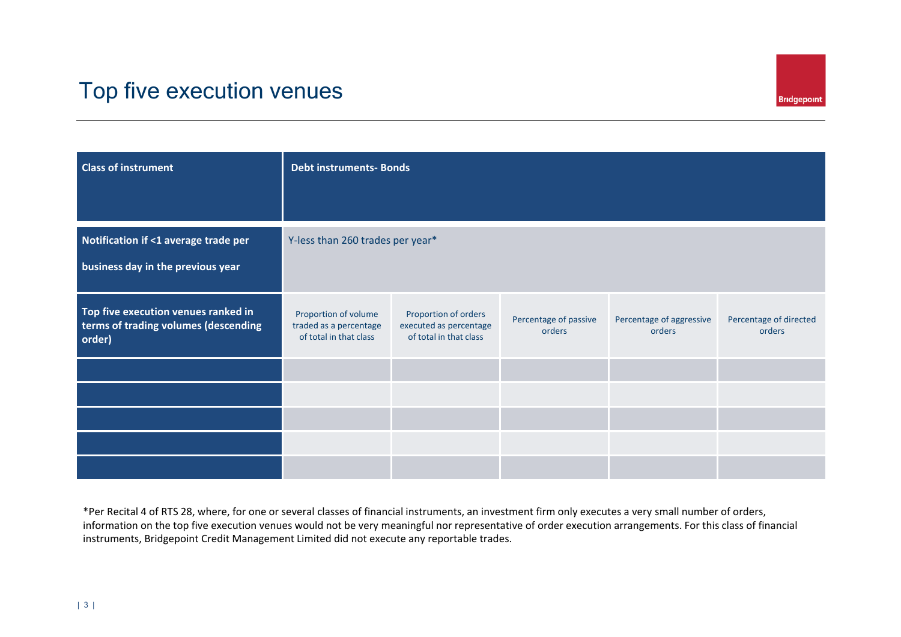# Top five execution venues

| Class of instrument | Debt instruments- Bonds | | | | |
|---|---|---|---|---|---|
| Notification if <1 average trade per business day in the previous year | Y-less than 260 trades per year* | | | | |
| Top five execution venues ranked in terms of trading volumes (descending order) | Proportion of volume traded as a percentage of total in that class | Proportion of orders executed as percentage of total in that class | Percentage of passive orders | Percentage of aggressive orders | Percentage of directed orders |
| | | | | | |
| | | | | | |
| | | | | | |
| | | | | | |
| | | | | | |

*Per Recital 4 of RTS 28, where, for one or several classes of financial instruments, an investment firm only executes a very small number of orders, information on the top five execution venues would not be very meaningful nor representative of order execution arrangements. For this class of financial instruments, Bridgepoint Credit Management Limited did not execute any reportable trades.